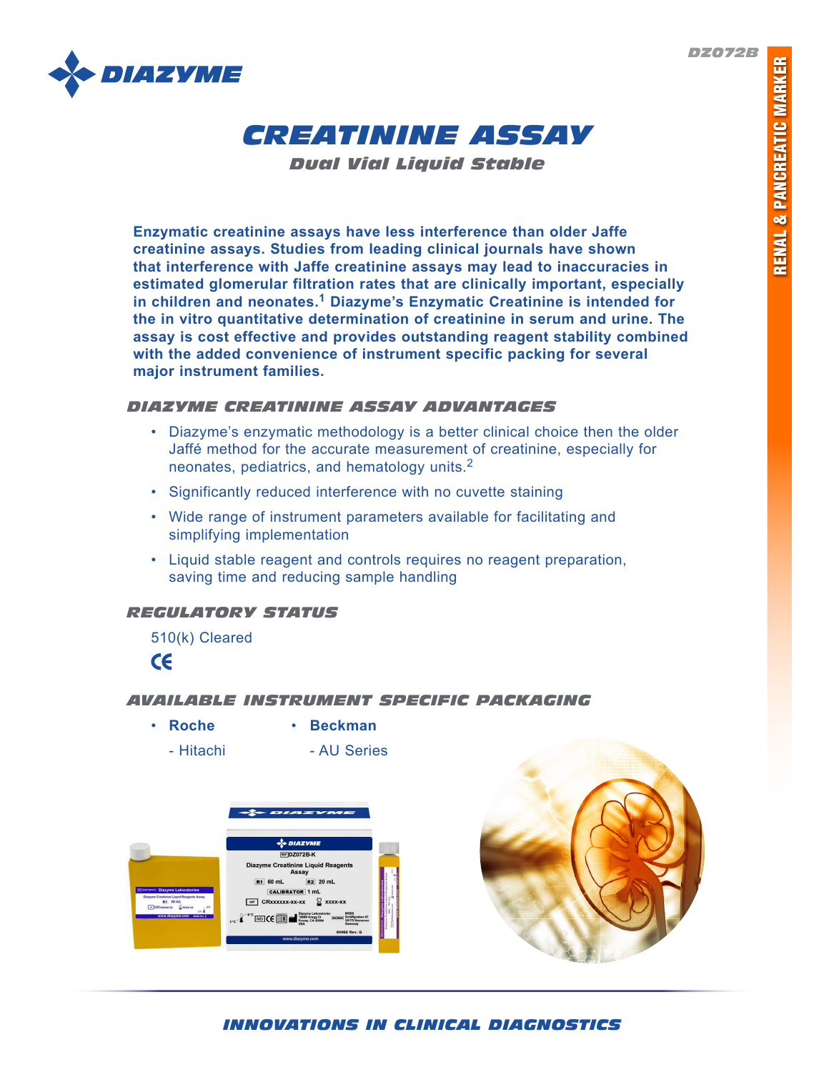DZ072B

# CREATININE ASSAY

## Dual Vial Liquid Stable

**Enzymatic creatinine assays have less interference than older Jaffe creatinine assays. Studies from leading clinical journals have shown that interference with Jaffe creatinine assays may lead to inaccuracies in estimated glomerular filtration rates that are clinically important, especially in children and neonates.[1] Diazyme's Enzymatic Creatinine is intended for the in vitro quantitative determination of creatinine in serum and urine. The assay is cost effective and provides outstanding reagent stability combined with the added convenience of instrument specific packing for several major instrument families.**

### DIAZYME CREATININE ASSAY ADVANTAGES

- Diazyme's enzymatic methodology is a better clinical choice then the older Jaffé method for the accurate measurement of creatinine, especially for neonates, pediatrics, and hematology units.[2]
- Significantly reduced interference with no cuvette staining
- Wide range of instrument parameters available for facilitating and simplifying implementation
- Liquid stable reagent and controls requires no reagent preparation, saving time and reducing sample handling

### REGULATORY STATUS

510(k) Cleared

CE

### AVAILABLE INSTRUMENT SPECIFIC PACKAGING

- **Roche**
  - Hitachi
- **Beckman**
  - AU Series

INNOVATIONS IN CLINICAL DIAGNOSTICS

RENAL & PANCREATIC MARKER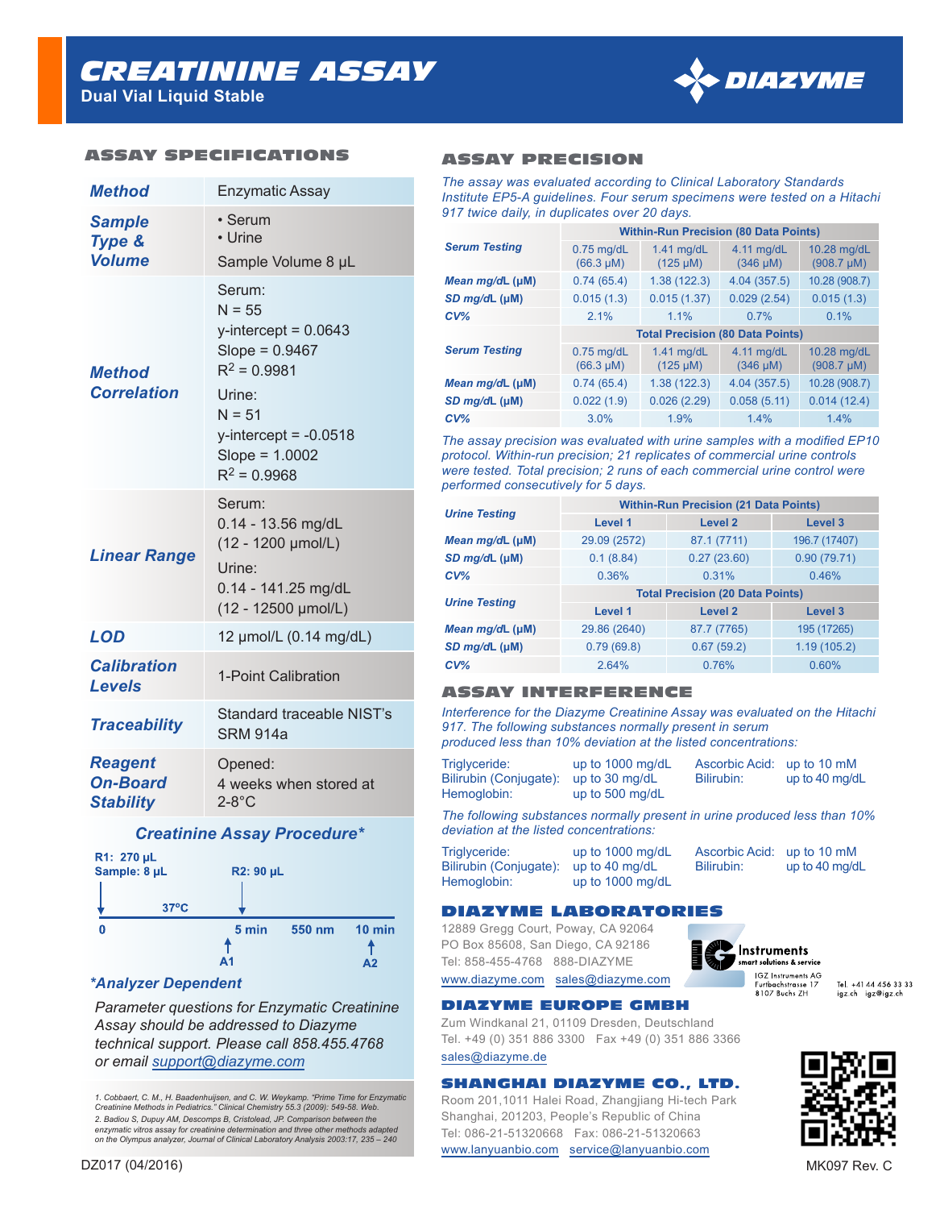# CREATININE ASSAY

Dual Vial Liquid Stable

DIAZYME

## ASSAY SPECIFICATIONS

| | |
|---|---|
| **Method** | Enzymatic Assay |
| **Sample Type & Volume** | • Serum<br>• Urine<br>Sample Volume 8 µL |
| **Method Correlation** | Serum:<br>N = 55<br>y-intercept = 0.0643<br>Slope = 0.9467<br>$R^2$ = 0.9981<br>Urine:<br>N = 51<br>y-intercept = -0.0518<br>Slope = 1.0002<br>$R^2$ = 0.9968 |
| **Linear Range** | Serum:<br>0.14 - 13.56 mg/dL<br>(12 - 1200 µmol/L)<br>Urine:<br>0.14 - 141.25 mg/dL<br>(12 - 12500 µmol/L) |
| **LOD** | 12 µmol/L (0.14 mg/dL) |
| **Calibration Levels** | 1-Point Calibration |
| **Traceability** | Standard traceable NIST's SRM 914a |
| **Reagent On-Board Stability** | Opened:<br>4 weeks when stored at 2-8°C |

### Creatinine Assay Procedure*

R1: 270 µL
Sample: 8 µL
R2: 90 µL
37°C
0
5 min
550 nm
10 min
A1
A2

***Analyzer Dependent**

*Parameter questions for Enzymatic Creatinine Assay should be addressed to Diazyme technical support. Please call 858.455.4768 or email support@diazyme.com*

1. Cobbaert, C. M., H. Baadenhuijsen, and C. W. Weykamp. "Prime Time for Enzymatic Creatinine Methods in Pediatrics." Clinical Chemistry 55.3 (2009): 549-58. Web.
2. Badiou S, Dupuy AM, Descomps B, Cristolead, JP. Comparison between the enzymatic vitros assay for creatinine determination and three other methods adapted on the Olympus analyzer, Journal of Clinical Laboratory Analysis 2003:17, 235 – 240

## ASSAY PRECISION

*The assay was evaluated according to Clinical Laboratory Standards Institute EP5-A guidelines. Four serum specimens were tested on a Hitachi 917 twice daily, in duplicates over 20 days.*

| | Within-Run Precision (80 Data Points) | | | |
|---|---|---|---|---|
| **Serum Testing** | 0.75 mg/dL (66.3 µM) | 1.41 mg/dL (125 µM) | 4.11 mg/dL (346 µM) | 10.28 mg/dL (908.7 µM) |
| **Mean mg/dL (µM)** | 0.74 (65.4) | 1.38 (122.3) | 4.04 (357.5) | 10.28 (908.7) |
| **SD mg/dL (µM)** | 0.015 (1.3) | 0.015 (1.37) | 0.029 (2.54) | 0.015 (1.3) |
| **CV%** | 2.1% | 1.1% | 0.7% | 0.1% |
| | **Total Precision (80 Data Points)** | | | |
| **Serum Testing** | 0.75 mg/dL (66.3 µM) | 1.41 mg/dL (125 µM) | 4.11 mg/dL (346 µM) | 10.28 mg/dL (908.7 µM) |
| **Mean mg/dL (µM)** | 0.74 (65.4) | 1.38 (122.3) | 4.04 (357.5) | 10.28 (908.7) |
| **SD mg/dL (µM)** | 0.022 (1.9) | 0.026 (2.29) | 0.058 (5.11) | 0.014 (12.4) |
| **CV%** | 3.0% | 1.9% | 1.4% | 1.4% |

*The assay precision was evaluated with urine samples with a modified EP10 protocol. Within-run precision; 21 replicates of commercial urine controls were tested. Total precision; 2 runs of each commercial urine control were performed consecutively for 5 days.*

| **Urine Testing** | Within-Run Precision (21 Data Points) | | |
|---|---|---|---|
| | **Level 1** | **Level 2** | **Level 3** |
| **Mean mg/dL (µM)** | 29.09 (2572) | 87.1 (7711) | 196.7 (17407) |
| **SD mg/dL (µM)** | 0.1 (8.84) | 0.27 (23.60) | 0.90 (79.71) |
| **CV%** | 0.36% | 0.31% | 0.46% |
| **Urine Testing** | **Total Precision (20 Data Points)** | | |
| | **Level 1** | **Level 2** | **Level 3** |
| **Mean mg/dL (µM)** | 29.86 (2640) | 87.7 (7765) | 195 (17265) |
| **SD mg/dL (µM)** | 0.79 (69.8) | 0.67 (59.2) | 1.19 (105.2) |
| **CV%** | 2.64% | 0.76% | 0.60% |

## ASSAY INTERFERENCE

*Interference for the Diazyme Creatinine Assay was evaluated on the Hitachi 917. The following substances normally present in serum produced less than 10% deviation at the listed concentrations:*

| | | | |
|---|---|---|---|
| Triglyceride: | up to 1000 mg/dL | Ascorbic Acid: | up to 10 mM |
| Bilirubin (Conjugate): | up to 30 mg/dL | Bilirubin: | up to 40 mg/dL |
| Hemoglobin: | up to 500 mg/dL | | |

*The following substances normally present in urine produced less than 10% deviation at the listed concentrations:*

| | | | |
|---|---|---|---|
| Triglyceride: | up to 1000 mg/dL | Ascorbic Acid: | up to 10 mM |
| Bilirubin (Conjugate): | up to 40 mg/dL | Bilirubin: | up to 40 mg/dL |
| Hemoglobin: | up to 1000 mg/dL | | |

## DIAZYME LABORATORIES

12889 Gregg Court, Poway, CA 92064
PO Box 85608, San Diego, CA 92186
Tel: 858-455-4768 888-DIAZYME
www.diazyme.com sales@diazyme.com

IG Instruments smart solutions & service
IGZ Instruments AG
Furtbachstrasse 17
8107 Buchs ZH
Tel. +41 44 456 33 33
igz.ch igz@igz.ch

## DIAZYME EUROPE GMBH

Zum Windkanal 21, 01109 Dresden, Deutschland
Tel. +49 (0) 351 886 3300 Fax +49 (0) 351 886 3366
sales@diazyme.de

## SHANGHAI DIAZYME CO., LTD.

Room 201,1011 Halei Road, Zhangjiang Hi-tech Park
Shanghai, 201203, People's Republic of China
Tel: 086-21-51320668 Fax: 086-21-51320663
www.lanyuanbio.com service@lanyuanbio.com

DZ017 (04/2016)

MK097 Rev. C